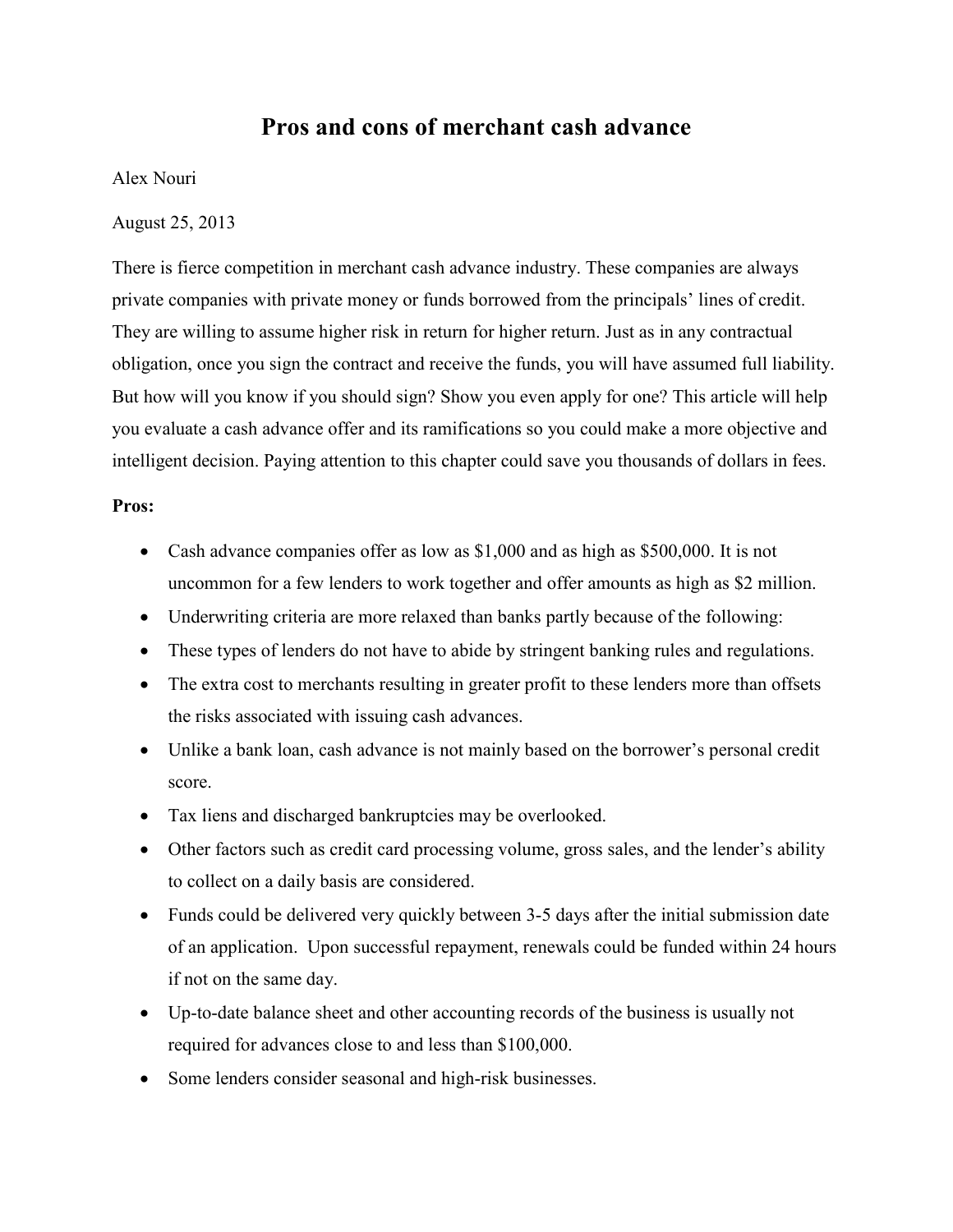# Pros and cons of merchant cash advance

Alex Nouri

August 25, 2013

There is fierce competition in merchant cash advance industry. These companies are always private companies with private money or funds borrowed from the principals' lines of credit. They are willing to assume higher risk in return for higher return. Just as in any contractual obligation, once you sign the contract and receive the funds, you will have assumed full liability. But how will you know if you should sign? Show you even apply for one? This article will help you evaluate a cash advance offer and its ramifications so you could make a more objective and intelligent decision. Paying attention to this chapter could save you thousands of dollars in fees.

**Pros:**

- Cash advance companies offer as low as $1,000 and as high as $500,000. It is not uncommon for a few lenders to work together and offer amounts as high as $2 million.
- Underwriting criteria are more relaxed than banks partly because of the following:
- These types of lenders do not have to abide by stringent banking rules and regulations.
- The extra cost to merchants resulting in greater profit to these lenders more than offsets the risks associated with issuing cash advances.
- Unlike a bank loan, cash advance is not mainly based on the borrower's personal credit score.
- Tax liens and discharged bankruptcies may be overlooked.
- Other factors such as credit card processing volume, gross sales, and the lender's ability to collect on a daily basis are considered.
- Funds could be delivered very quickly between 3-5 days after the initial submission date of an application. Upon successful repayment, renewals could be funded within 24 hours if not on the same day.
- Up-to-date balance sheet and other accounting records of the business is usually not required for advances close to and less than $100,000.
- Some lenders consider seasonal and high-risk businesses.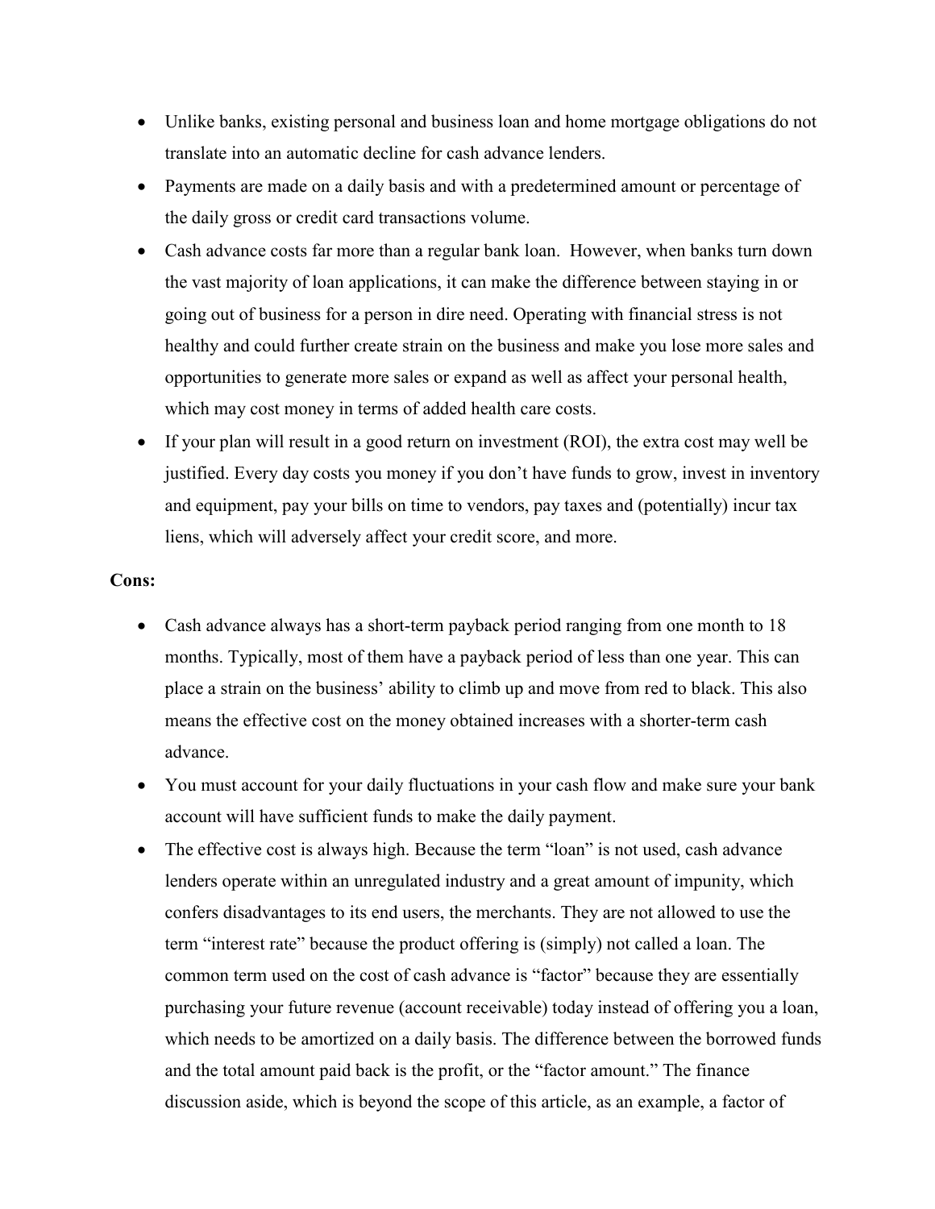- Unlike banks, existing personal and business loan and home mortgage obligations do not translate into an automatic decline for cash advance lenders.
- Payments are made on a daily basis and with a predetermined amount or percentage of the daily gross or credit card transactions volume.
- Cash advance costs far more than a regular bank loan. However, when banks turn down the vast majority of loan applications, it can make the difference between staying in or going out of business for a person in dire need. Operating with financial stress is not healthy and could further create strain on the business and make you lose more sales and opportunities to generate more sales or expand as well as affect your personal health, which may cost money in terms of added health care costs.
- If your plan will result in a good return on investment (ROI), the extra cost may well be justified. Every day costs you money if you don't have funds to grow, invest in inventory and equipment, pay your bills on time to vendors, pay taxes and (potentially) incur tax liens, which will adversely affect your credit score, and more.

**Cons:**

- Cash advance always has a short-term payback period ranging from one month to 18 months. Typically, most of them have a payback period of less than one year. This can place a strain on the business' ability to climb up and move from red to black. This also means the effective cost on the money obtained increases with a shorter-term cash advance.
- You must account for your daily fluctuations in your cash flow and make sure your bank account will have sufficient funds to make the daily payment.
- The effective cost is always high. Because the term "loan" is not used, cash advance lenders operate within an unregulated industry and a great amount of impunity, which confers disadvantages to its end users, the merchants. They are not allowed to use the term "interest rate" because the product offering is (simply) not called a loan. The common term used on the cost of cash advance is "factor" because they are essentially purchasing your future revenue (account receivable) today instead of offering you a loan, which needs to be amortized on a daily basis. The difference between the borrowed funds and the total amount paid back is the profit, or the "factor amount." The finance discussion aside, which is beyond the scope of this article, as an example, a factor of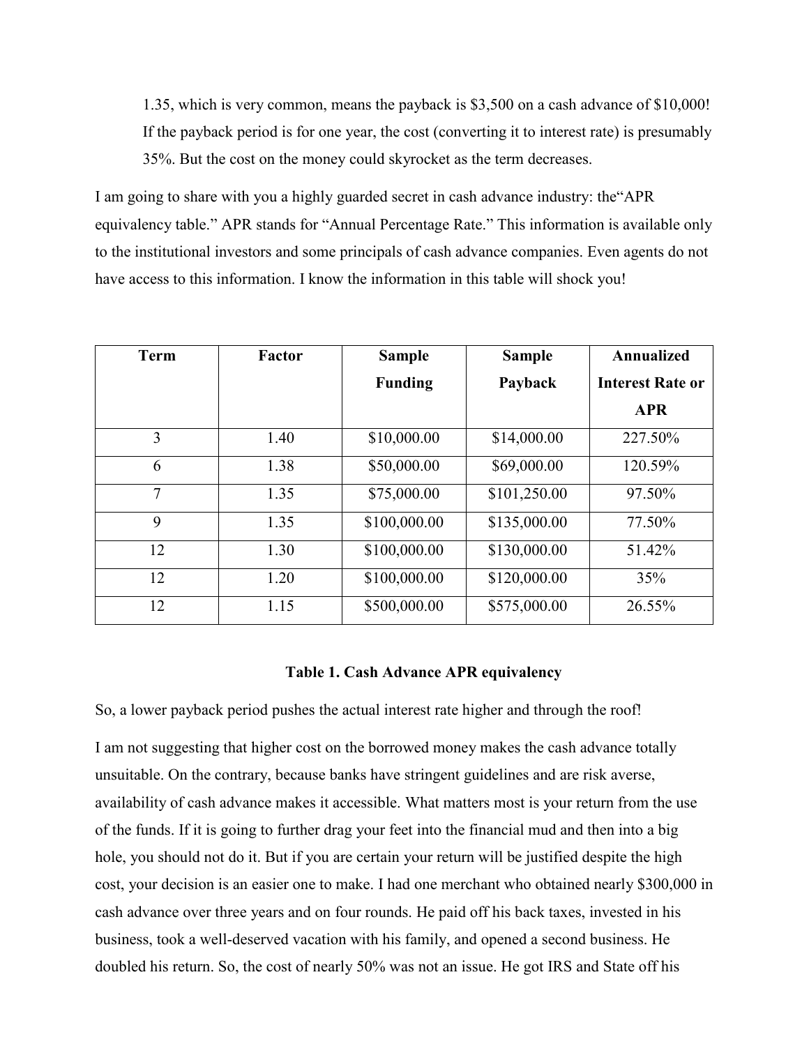1.35, which is very common, means the payback is $3,500 on a cash advance of $10,000! If the payback period is for one year, the cost (converting it to interest rate) is presumably 35%. But the cost on the money could skyrocket as the term decreases.

I am going to share with you a highly guarded secret in cash advance industry: the"APR equivalency table." APR stands for "Annual Percentage Rate." This information is available only to the institutional investors and some principals of cash advance companies. Even agents do not have access to this information. I know the information in this table will shock you!

| Term | Factor | Sample Funding | Sample Payback | Annualized Interest Rate or APR |
|---|---|---|---|---|
| 3 | 1.40 | $10,000.00 | $14,000.00 | 227.50% |
| 6 | 1.38 | $50,000.00 | $69,000.00 | 120.59% |
| 7 | 1.35 | $75,000.00 | $101,250.00 | 97.50% |
| 9 | 1.35 | $100,000.00 | $135,000.00 | 77.50% |
| 12 | 1.30 | $100,000.00 | $130,000.00 | 51.42% |
| 12 | 1.20 | $100,000.00 | $120,000.00 | 35% |
| 12 | 1.15 | $500,000.00 | $575,000.00 | 26.55% |

**Table 1. Cash Advance APR equivalency**

So, a lower payback period pushes the actual interest rate higher and through the roof!

I am not suggesting that higher cost on the borrowed money makes the cash advance totally unsuitable. On the contrary, because banks have stringent guidelines and are risk averse, availability of cash advance makes it accessible. What matters most is your return from the use of the funds. If it is going to further drag your feet into the financial mud and then into a big hole, you should not do it. But if you are certain your return will be justified despite the high cost, your decision is an easier one to make. I had one merchant who obtained nearly $300,000 in cash advance over three years and on four rounds. He paid off his back taxes, invested in his business, took a well-deserved vacation with his family, and opened a second business. He doubled his return. So, the cost of nearly 50% was not an issue. He got IRS and State off his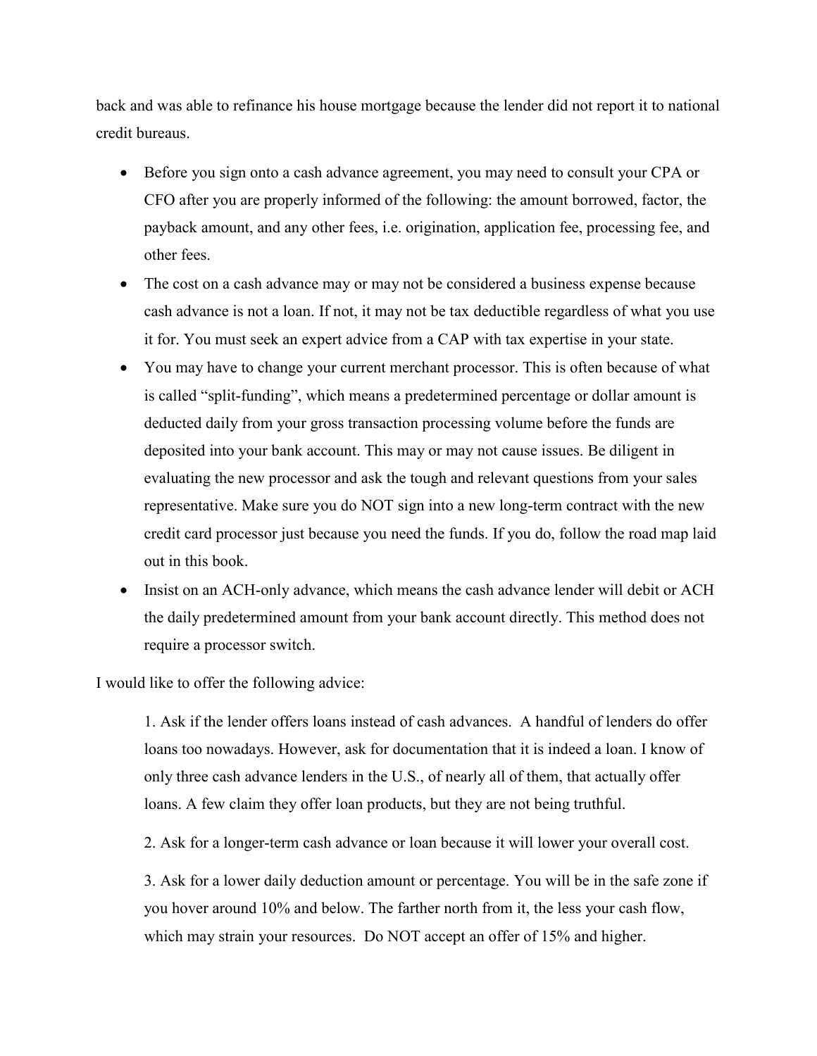back and was able to refinance his house mortgage because the lender did not report it to national credit bureaus.

- Before you sign onto a cash advance agreement, you may need to consult your CPA or CFO after you are properly informed of the following: the amount borrowed, factor, the payback amount, and any other fees, i.e. origination, application fee, processing fee, and other fees.
- The cost on a cash advance may or may not be considered a business expense because cash advance is not a loan. If not, it may not be tax deductible regardless of what you use it for. You must seek an expert advice from a CAP with tax expertise in your state.
- You may have to change your current merchant processor. This is often because of what is called "split-funding", which means a predetermined percentage or dollar amount is deducted daily from your gross transaction processing volume before the funds are deposited into your bank account. This may or may not cause issues. Be diligent in evaluating the new processor and ask the tough and relevant questions from your sales representative. Make sure you do NOT sign into a new long-term contract with the new credit card processor just because you need the funds. If you do, follow the road map laid out in this book.
- Insist on an ACH-only advance, which means the cash advance lender will debit or ACH the daily predetermined amount from your bank account directly. This method does not require a processor switch.

I would like to offer the following advice:

1. Ask if the lender offers loans instead of cash advances. A handful of lenders do offer loans too nowadays. However, ask for documentation that it is indeed a loan. I know of only three cash advance lenders in the U.S., of nearly all of them, that actually offer loans. A few claim they offer loan products, but they are not being truthful.

2. Ask for a longer-term cash advance or loan because it will lower your overall cost.

3. Ask for a lower daily deduction amount or percentage. You will be in the safe zone if you hover around 10% and below. The farther north from it, the less your cash flow, which may strain your resources. Do NOT accept an offer of 15% and higher.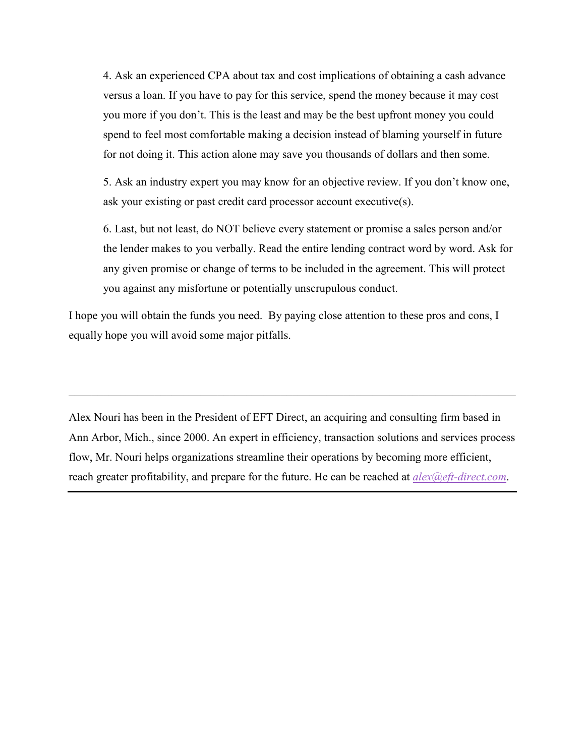4. Ask an experienced CPA about tax and cost implications of obtaining a cash advance versus a loan. If you have to pay for this service, spend the money because it may cost you more if you don't. This is the least and may be the best upfront money you could spend to feel most comfortable making a decision instead of blaming yourself in future for not doing it. This action alone may save you thousands of dollars and then some.

5. Ask an industry expert you may know for an objective review. If you don't know one, ask your existing or past credit card processor account executive(s).

6. Last, but not least, do NOT believe every statement or promise a sales person and/or the lender makes to you verbally. Read the entire lending contract word by word. Ask for any given promise or change of terms to be included in the agreement. This will protect you against any misfortune or potentially unscrupulous conduct.

I hope you will obtain the funds you need. By paying close attention to these pros and cons, I equally hope you will avoid some major pitfalls.

---

Alex Nouri has been in the President of EFT Direct, an acquiring and consulting firm based in Ann Arbor, Mich., since 2000. An expert in efficiency, transaction solutions and services process flow, Mr. Nouri helps organizations streamline their operations by becoming more efficient, reach greater profitability, and prepare for the future. He can be reached at *alex@eft-direct.com*.